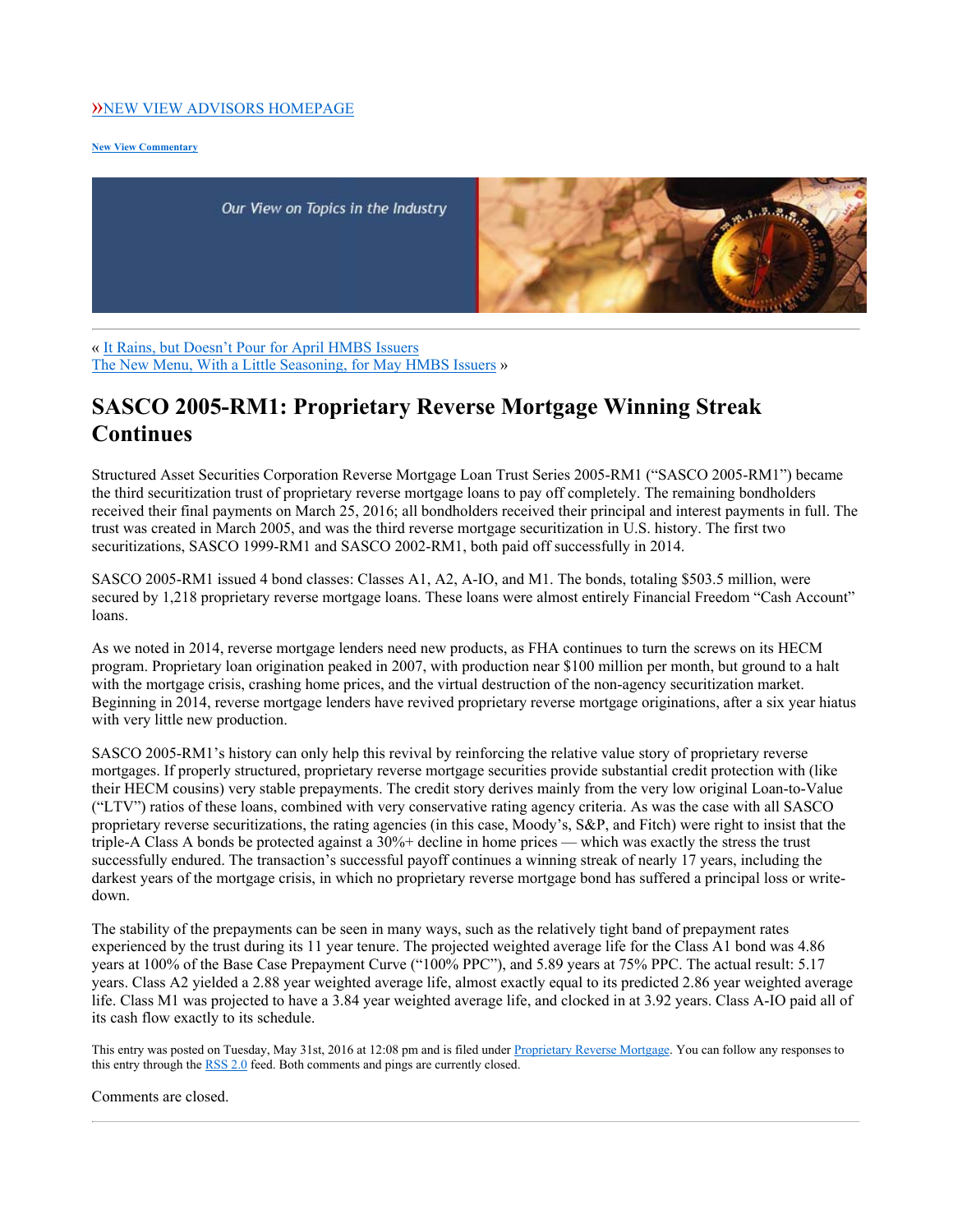»NEW VIEW ADVISORS HOMEPAGE

New View Commentary

Our View on Topics in the Industry

« It Rains, but Doesn't Pour for April HMBS Issuers
The New Menu, With a Little Seasoning, for May HMBS Issuers »

# SASCO 2005-RM1: Proprietary Reverse Mortgage Winning Streak Continues

Structured Asset Securities Corporation Reverse Mortgage Loan Trust Series 2005-RM1 ("SASCO 2005-RM1") became the third securitization trust of proprietary reverse mortgage loans to pay off completely. The remaining bondholders received their final payments on March 25, 2016; all bondholders received their principal and interest payments in full. The trust was created in March 2005, and was the third reverse mortgage securitization in U.S. history. The first two securitizations, SASCO 1999-RM1 and SASCO 2002-RM1, both paid off successfully in 2014.

SASCO 2005-RM1 issued 4 bond classes: Classes A1, A2, A-IO, and M1. The bonds, totaling $503.5 million, were secured by 1,218 proprietary reverse mortgage loans. These loans were almost entirely Financial Freedom "Cash Account" loans.

As we noted in 2014, reverse mortgage lenders need new products, as FHA continues to turn the screws on its HECM program. Proprietary loan origination peaked in 2007, with production near $100 million per month, but ground to a halt with the mortgage crisis, crashing home prices, and the virtual destruction of the non-agency securitization market. Beginning in 2014, reverse mortgage lenders have revived proprietary reverse mortgage originations, after a six year hiatus with very little new production.

SASCO 2005-RM1's history can only help this revival by reinforcing the relative value story of proprietary reverse mortgages. If properly structured, proprietary reverse mortgage securities provide substantial credit protection with (like their HECM cousins) very stable prepayments. The credit story derives mainly from the very low original Loan-to-Value ("LTV") ratios of these loans, combined with very conservative rating agency criteria. As was the case with all SASCO proprietary reverse securitizations, the rating agencies (in this case, Moody's, S&P, and Fitch) were right to insist that the triple-A Class A bonds be protected against a 30%+ decline in home prices — which was exactly the stress the trust successfully endured. The transaction's successful payoff continues a winning streak of nearly 17 years, including the darkest years of the mortgage crisis, in which no proprietary reverse mortgage bond has suffered a principal loss or write-down.

The stability of the prepayments can be seen in many ways, such as the relatively tight band of prepayment rates experienced by the trust during its 11 year tenure. The projected weighted average life for the Class A1 bond was 4.86 years at 100% of the Base Case Prepayment Curve ("100% PPC"), and 5.89 years at 75% PPC. The actual result: 5.17 years. Class A2 yielded a 2.88 year weighted average life, almost exactly equal to its predicted 2.86 year weighted average life. Class M1 was projected to have a 3.84 year weighted average life, and clocked in at 3.92 years. Class A-IO paid all of its cash flow exactly to its schedule.

This entry was posted on Tuesday, May 31st, 2016 at 12:08 pm and is filed under Proprietary Reverse Mortgage. You can follow any responses to this entry through the RSS 2.0 feed. Both comments and pings are currently closed.

Comments are closed.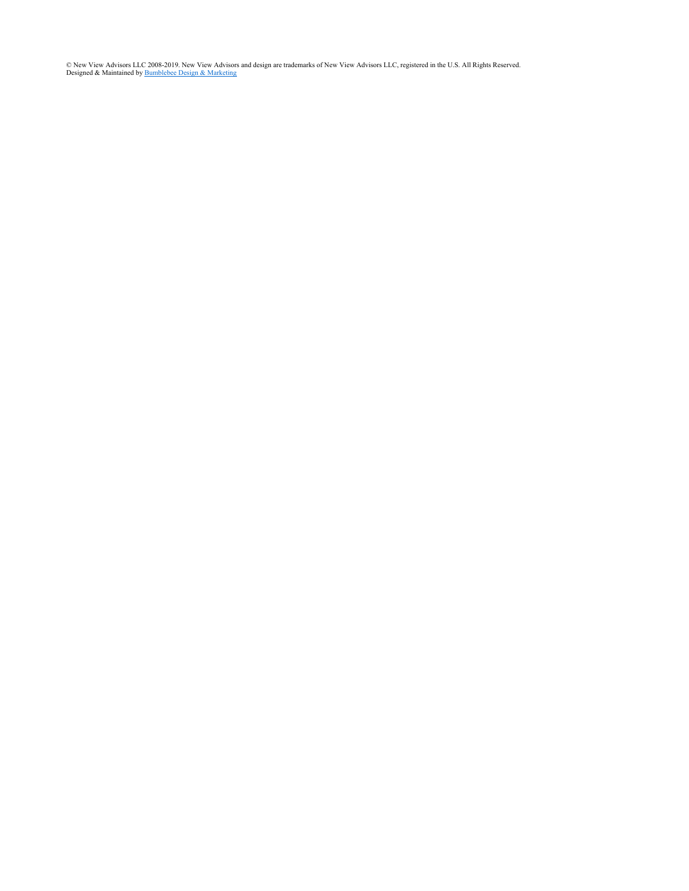© New View Advisors LLC 2008-2019. New View Advisors and design are trademarks of New View Advisors LLC, registered in the U.S. All Rights Reserved.
Designed & Maintained by Bumblebee Design & Marketing